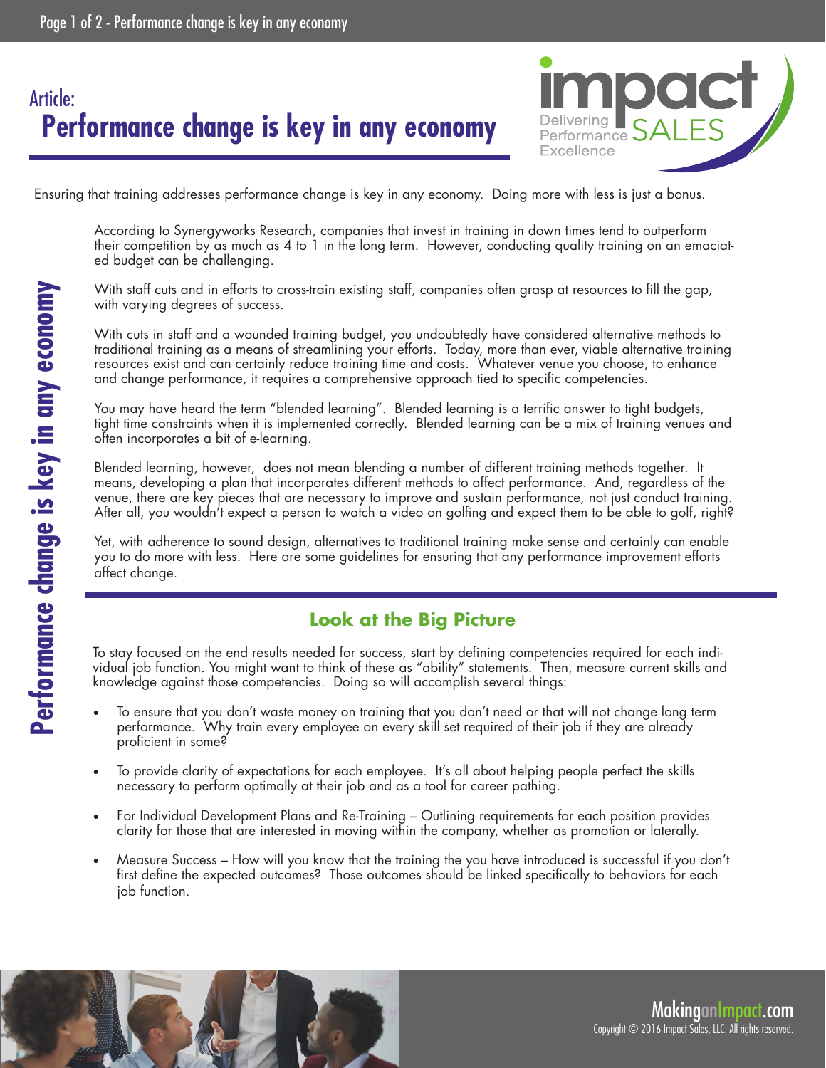Article:

# Performance change is key in any economy

Ensuring that training addresses performance change is key in any economy. Doing more with less is just a bonus.

According to Synergyworks Research, companies that invest in training in down times tend to outperform their competition by as much as 4 to 1 in the long term. However, conducting quality training on an emaciated budget can be challenging.

With staff cuts and in efforts to cross-train existing staff, companies often grasp at resources to fill the gap, with varying degrees of success.

With cuts in staff and a wounded training budget, you undoubtedly have considered alternative methods to traditional training as a means of streamlining your efforts. Today, more than ever, viable alternative training resources exist and can certainly reduce training time and costs. Whatever venue you choose, to enhance and change performance, it requires a comprehensive approach tied to specific competencies.

You may have heard the term "blended learning". Blended learning is a terrific answer to tight budgets, tight time constraints when it is implemented correctly. Blended learning can be a mix of training venues and often incorporates a bit of e-learning.

Blended learning, however, does not mean blending a number of different training methods together. It means, developing a plan that incorporates different methods to affect performance. And, regardless of the venue, there are key pieces that are necessary to improve and sustain performance, not just conduct training. After all, you wouldn't expect a person to watch a video on golfing and expect them to be able to golf, right?

Yet, with adherence to sound design, alternatives to traditional training make sense and certainly can enable you to do more with less. Here are some guidelines for ensuring that any performance improvement efforts affect change.

## Look at the Big Picture

To stay focused on the end results needed for success, start by defining competencies required for each individual job function. You might want to think of these as "ability" statements. Then, measure current skills and knowledge against those competencies. Doing so will accomplish several things:

- To ensure that you don't waste money on training that you don't need or that will not change long term performance. Why train every employee on every skill set required of their job if they are already proficient in some?
- To provide clarity of expectations for each employee. It's all about helping people perfect the skills necessary to perform optimally at their job and as a tool for career pathing.
- For Individual Development Plans and Re-Training – Outlining requirements for each position provides clarity for those that are interested in moving within the company, whether as promotion or laterally.
- Measure Success – How will you know that the training the you have introduced is successful if you don't first define the expected outcomes? Those outcomes should be linked specifically to behaviors for each job function.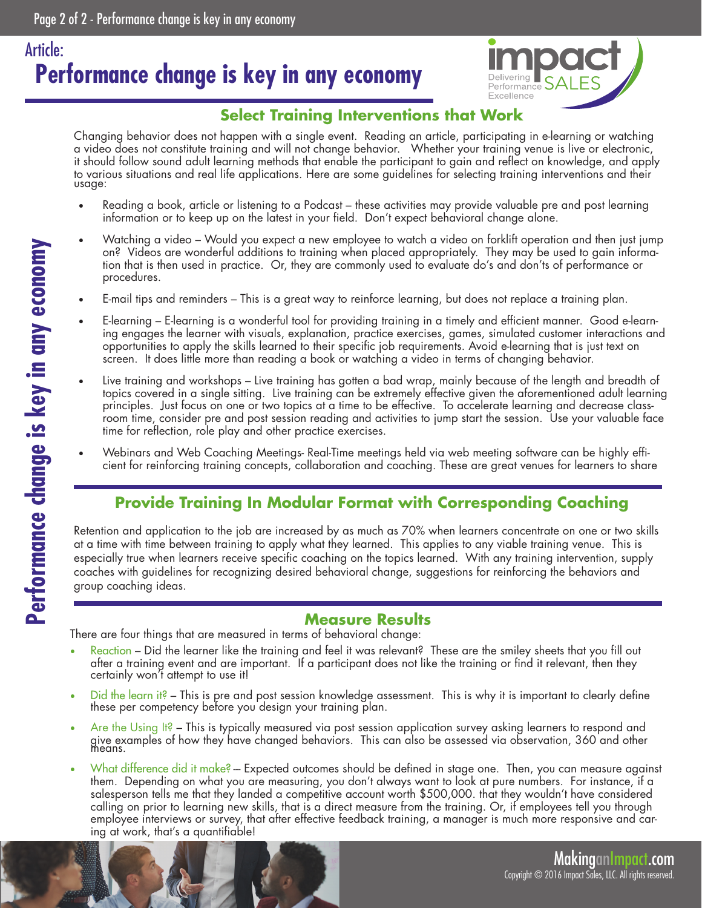## Article:

# Performance change is key in any economy

## Select Training Interventions that Work

Changing behavior does not happen with a single event. Reading an article, participating in e-learning or watching a video does not constitute training and will not change behavior. Whether your training venue is live or electronic, it should follow sound adult learning methods that enable the participant to gain and reflect on knowledge, and apply to various situations and real life applications. Here are some guidelines for selecting training interventions and their usage:

- Reading a book, article or listening to a Podcast – these activities may provide valuable pre and post learning information or to keep up on the latest in your field. Don't expect behavioral change alone.
- Watching a video – Would you expect a new employee to watch a video on forklift operation and then just jump on? Videos are wonderful additions to training when placed appropriately. They may be used to gain information that is then used in practice. Or, they are commonly used to evaluate do's and don'ts of performance or procedures.
- E-mail tips and reminders – This is a great way to reinforce learning, but does not replace a training plan.
- E-learning – E-learning is a wonderful tool for providing training in a timely and efficient manner. Good e-learning engages the learner with visuals, explanation, practice exercises, games, simulated customer interactions and opportunities to apply the skills learned to their specific job requirements. Avoid e-learning that is just text on screen. It does little more than reading a book or watching a video in terms of changing behavior.
- Live training and workshops – Live training has gotten a bad wrap, mainly because of the length and breadth of topics covered in a single sitting. Live training can be extremely effective given the aforementioned adult learning principles. Just focus on one or two topics at a time to be effective. To accelerate learning and decrease classroom time, consider pre and post session reading and activities to jump start the session. Use your valuable face time for reflection, role play and other practice exercises.
- Webinars and Web Coaching Meetings- Real-Time meetings held via web meeting software can be highly efficient for reinforcing training concepts, collaboration and coaching. These are great venues for learners to share

## Provide Training In Modular Format with Corresponding Coaching

Retention and application to the job are increased by as much as 70% when learners concentrate on one or two skills at a time with time between training to apply what they learned. This applies to any viable training venue. This is especially true when learners receive specific coaching on the topics learned. With any training intervention, supply coaches with guidelines for recognizing desired behavioral change, suggestions for reinforcing the behaviors and group coaching ideas.

## Measure Results

There are four things that are measured in terms of behavioral change:

- Reaction – Did the learner like the training and feel it was relevant? These are the smiley sheets that you fill out after a training event and are important. If a participant does not like the training or find it relevant, then they certainly won't attempt to use it!
- Did the learn it? – This is pre and post session knowledge assessment. This is why it is important to clearly define these per competency before you design your training plan.
- Are the Using It? – This is typically measured via post session application survey asking learners to respond and give examples of how they have changed behaviors. This can also be assessed via observation, 360 and other means.
- What difference did it make? – Expected outcomes should be defined in stage one. Then, you can measure against them. Depending on what you are measuring, you don't always want to look at pure numbers. For instance, if a salesperson tells me that they landed a competitive account worth $500,000. that they wouldn't have considered calling on prior to learning new skills, that is a direct measure from the training. Or, if employees tell you through employee interviews or survey, that after effective feedback training, a manager is much more responsive and caring at work, that's a quantifiable!

MakinganImpact.com
Copyright © 2016 Impact Sales, LLC. All rights reserved.